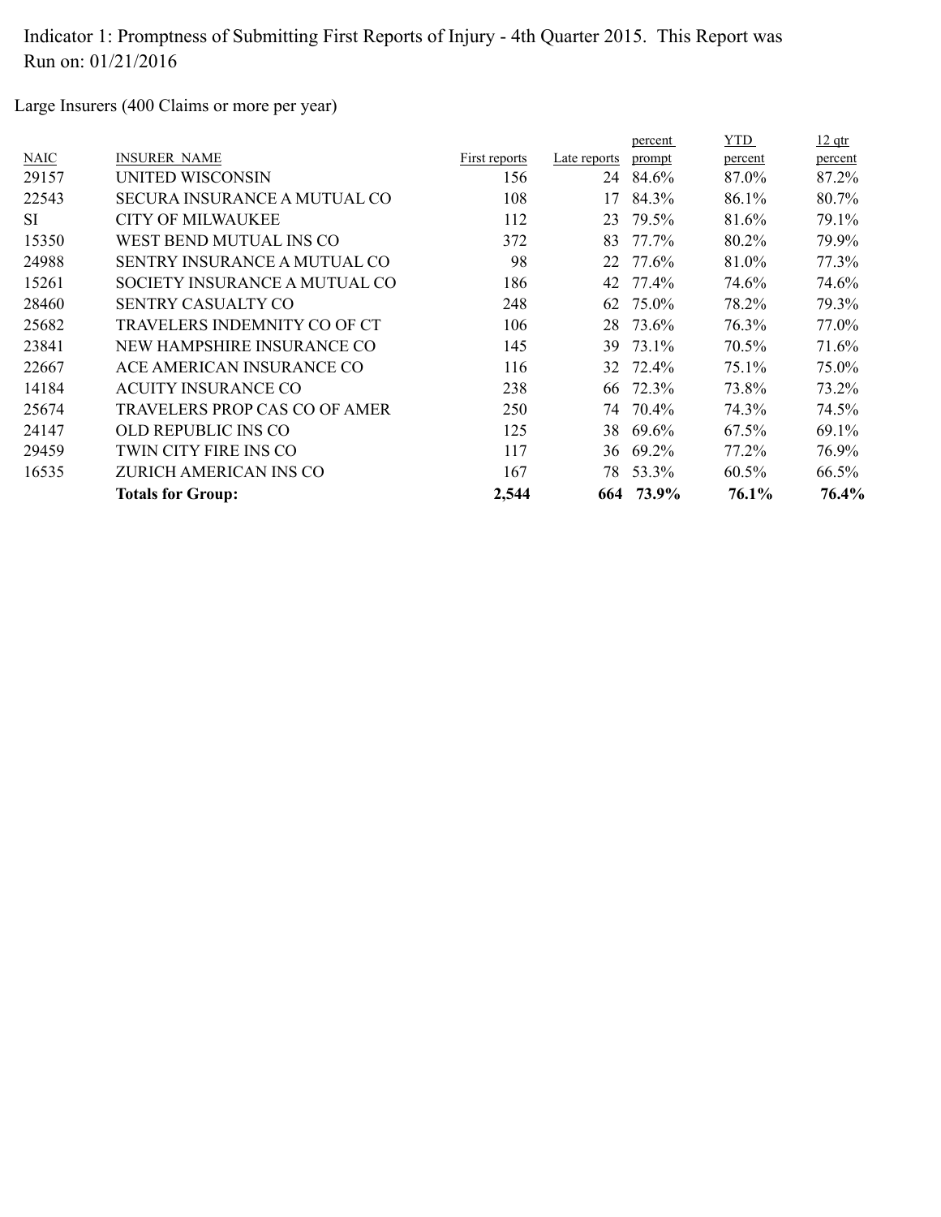Indicator 1: Promptness of Submitting First Reports of Injury - 4th Quarter 2015. This Report was Run on: 01/21/2016

Large Insurers (400 Claims or more per year)

| NAIC | INSURER NAME | First reports | Late reports | percent prompt | YTD percent | 12 qtr percent |
|---|---|---|---|---|---|---|
| 29157 | UNITED WISCONSIN | 156 | 24 | 84.6% | 87.0% | 87.2% |
| 22543 | SECURA INSURANCE A MUTUAL CO | 108 | 17 | 84.3% | 86.1% | 80.7% |
| SI | CITY OF MILWAUKEE | 112 | 23 | 79.5% | 81.6% | 79.1% |
| 15350 | WEST BEND MUTUAL INS CO | 372 | 83 | 77.7% | 80.2% | 79.9% |
| 24988 | SENTRY INSURANCE A MUTUAL CO | 98 | 22 | 77.6% | 81.0% | 77.3% |
| 15261 | SOCIETY INSURANCE A MUTUAL CO | 186 | 42 | 77.4% | 74.6% | 74.6% |
| 28460 | SENTRY CASUALTY CO | 248 | 62 | 75.0% | 78.2% | 79.3% |
| 25682 | TRAVELERS INDEMNITY CO OF CT | 106 | 28 | 73.6% | 76.3% | 77.0% |
| 23841 | NEW HAMPSHIRE INSURANCE CO | 145 | 39 | 73.1% | 70.5% | 71.6% |
| 22667 | ACE AMERICAN INSURANCE CO | 116 | 32 | 72.4% | 75.1% | 75.0% |
| 14184 | ACUITY INSURANCE CO | 238 | 66 | 72.3% | 73.8% | 73.2% |
| 25674 | TRAVELERS PROP CAS CO OF AMER | 250 | 74 | 70.4% | 74.3% | 74.5% |
| 24147 | OLD REPUBLIC INS CO | 125 | 38 | 69.6% | 67.5% | 69.1% |
| 29459 | TWIN CITY FIRE INS CO | 117 | 36 | 69.2% | 77.2% | 76.9% |
| 16535 | ZURICH AMERICAN INS CO | 167 | 78 | 53.3% | 60.5% | 66.5% |
| | **Totals for Group:** | **2,544** | **664** | **73.9%** | **76.1%** | **76.4%** |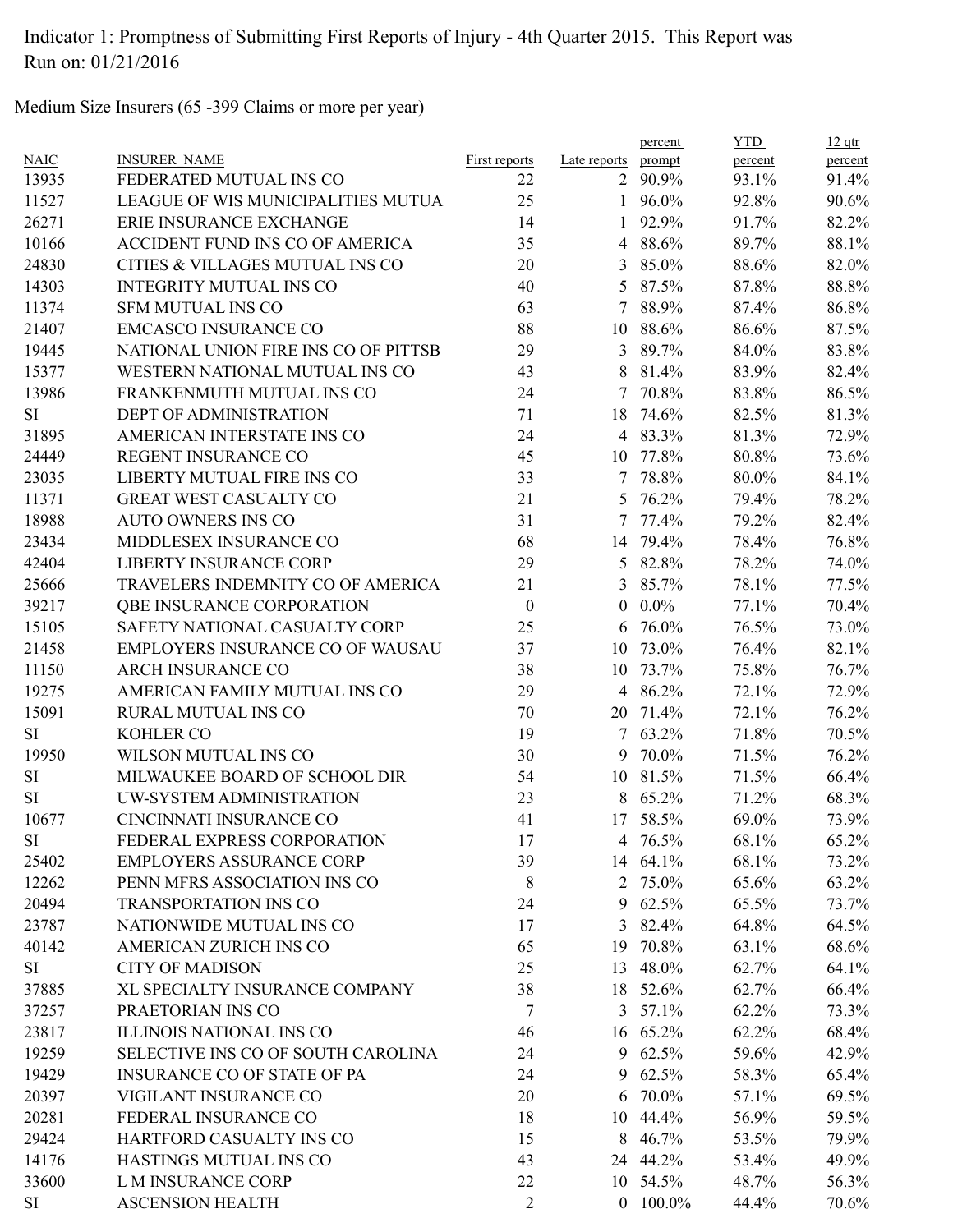Indicator 1: Promptness of Submitting First Reports of Injury - 4th Quarter 2015. This Report was Run on: 01/21/2016

Medium Size Insurers (65 -399 Claims or more per year)

| NAIC | INSURER NAME | First reports | Late reports | percent prompt | YTD percent | 12 qtr percent |
|---|---|---|---|---|---|---|
| 13935 | FEDERATED MUTUAL INS CO | 22 | 2 | 90.9% | 93.1% | 91.4% |
| 11527 | LEAGUE OF WIS MUNICIPALITIES MUTUA | 25 | 1 | 96.0% | 92.8% | 90.6% |
| 26271 | ERIE INSURANCE EXCHANGE | 14 | 1 | 92.9% | 91.7% | 82.2% |
| 10166 | ACCIDENT FUND INS CO OF AMERICA | 35 | 4 | 88.6% | 89.7% | 88.1% |
| 24830 | CITIES & VILLAGES MUTUAL INS CO | 20 | 3 | 85.0% | 88.6% | 82.0% |
| 14303 | INTEGRITY MUTUAL INS CO | 40 | 5 | 87.5% | 87.8% | 88.8% |
| 11374 | SFM MUTUAL INS CO | 63 | 7 | 88.9% | 87.4% | 86.8% |
| 21407 | EMCASCO INSURANCE CO | 88 | 10 | 88.6% | 86.6% | 87.5% |
| 19445 | NATIONAL UNION FIRE INS CO OF PITTSB | 29 | 3 | 89.7% | 84.0% | 83.8% |
| 15377 | WESTERN NATIONAL MUTUAL INS CO | 43 | 8 | 81.4% | 83.9% | 82.4% |
| 13986 | FRANKENMUTH MUTUAL INS CO | 24 | 7 | 70.8% | 83.8% | 86.5% |
| SI | DEPT OF ADMINISTRATION | 71 | 18 | 74.6% | 82.5% | 81.3% |
| 31895 | AMERICAN INTERSTATE INS CO | 24 | 4 | 83.3% | 81.3% | 72.9% |
| 24449 | REGENT INSURANCE CO | 45 | 10 | 77.8% | 80.8% | 73.6% |
| 23035 | LIBERTY MUTUAL FIRE INS CO | 33 | 7 | 78.8% | 80.0% | 84.1% |
| 11371 | GREAT WEST CASUALTY CO | 21 | 5 | 76.2% | 79.4% | 78.2% |
| 18988 | AUTO OWNERS INS CO | 31 | 7 | 77.4% | 79.2% | 82.4% |
| 23434 | MIDDLESEX INSURANCE CO | 68 | 14 | 79.4% | 78.4% | 76.8% |
| 42404 | LIBERTY INSURANCE CORP | 29 | 5 | 82.8% | 78.2% | 74.0% |
| 25666 | TRAVELERS INDEMNITY CO OF AMERICA | 21 | 3 | 85.7% | 78.1% | 77.5% |
| 39217 | QBE INSURANCE CORPORATION | 0 | 0 | 0.0% | 77.1% | 70.4% |
| 15105 | SAFETY NATIONAL CASUALTY CORP | 25 | 6 | 76.0% | 76.5% | 73.0% |
| 21458 | EMPLOYERS INSURANCE CO OF WAUSAU | 37 | 10 | 73.0% | 76.4% | 82.1% |
| 11150 | ARCH INSURANCE CO | 38 | 10 | 73.7% | 75.8% | 76.7% |
| 19275 | AMERICAN FAMILY MUTUAL INS CO | 29 | 4 | 86.2% | 72.1% | 72.9% |
| 15091 | RURAL MUTUAL INS CO | 70 | 20 | 71.4% | 72.1% | 76.2% |
| SI | KOHLER CO | 19 | 7 | 63.2% | 71.8% | 70.5% |
| 19950 | WILSON MUTUAL INS CO | 30 | 9 | 70.0% | 71.5% | 76.2% |
| SI | MILWAUKEE BOARD OF SCHOOL DIR | 54 | 10 | 81.5% | 71.5% | 66.4% |
| SI | UW-SYSTEM ADMINISTRATION | 23 | 8 | 65.2% | 71.2% | 68.3% |
| 10677 | CINCINNATI INSURANCE CO | 41 | 17 | 58.5% | 69.0% | 73.9% |
| SI | FEDERAL EXPRESS CORPORATION | 17 | 4 | 76.5% | 68.1% | 65.2% |
| 25402 | EMPLOYERS ASSURANCE CORP | 39 | 14 | 64.1% | 68.1% | 73.2% |
| 12262 | PENN MFRS ASSOCIATION INS CO | 8 | 2 | 75.0% | 65.6% | 63.2% |
| 20494 | TRANSPORTATION INS CO | 24 | 9 | 62.5% | 65.5% | 73.7% |
| 23787 | NATIONWIDE MUTUAL INS CO | 17 | 3 | 82.4% | 64.8% | 64.5% |
| 40142 | AMERICAN ZURICH INS CO | 65 | 19 | 70.8% | 63.1% | 68.6% |
| SI | CITY OF MADISON | 25 | 13 | 48.0% | 62.7% | 64.1% |
| 37885 | XL SPECIALTY INSURANCE COMPANY | 38 | 18 | 52.6% | 62.7% | 66.4% |
| 37257 | PRAETORIAN INS CO | 7 | 3 | 57.1% | 62.2% | 73.3% |
| 23817 | ILLINOIS NATIONAL INS CO | 46 | 16 | 65.2% | 62.2% | 68.4% |
| 19259 | SELECTIVE INS CO OF SOUTH CAROLINA | 24 | 9 | 62.5% | 59.6% | 42.9% |
| 19429 | INSURANCE CO OF STATE OF PA | 24 | 9 | 62.5% | 58.3% | 65.4% |
| 20397 | VIGILANT INSURANCE CO | 20 | 6 | 70.0% | 57.1% | 69.5% |
| 20281 | FEDERAL INSURANCE CO | 18 | 10 | 44.4% | 56.9% | 59.5% |
| 29424 | HARTFORD CASUALTY INS CO | 15 | 8 | 46.7% | 53.5% | 79.9% |
| 14176 | HASTINGS MUTUAL INS CO | 43 | 24 | 44.2% | 53.4% | 49.9% |
| 33600 | L M INSURANCE CORP | 22 | 10 | 54.5% | 48.7% | 56.3% |
| SI | ASCENSION HEALTH | 2 | 0 | 100.0% | 44.4% | 70.6% |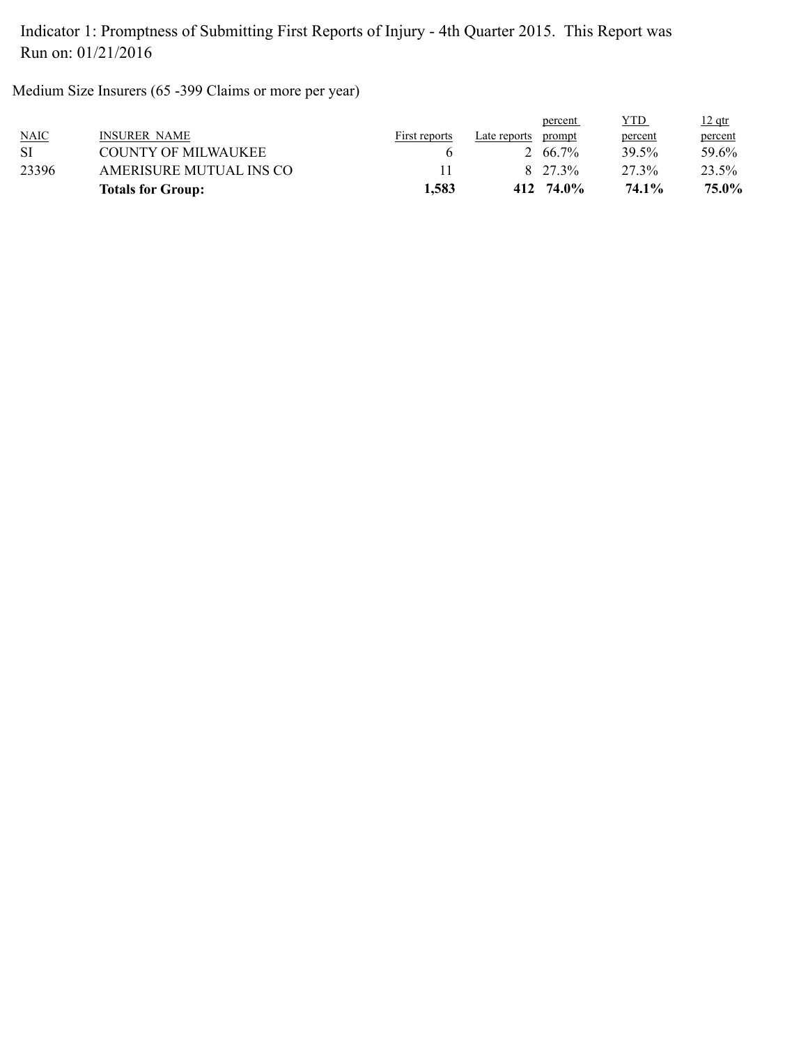Indicator 1: Promptness of Submitting First Reports of Injury - 4th Quarter 2015. This Report was Run on: 01/21/2016

Medium Size Insurers (65 -399 Claims or more per year)

| NAIC | INSURER NAME | First reports | Late reports | percent prompt | YTD percent | 12 qtr percent |
|---|---|---|---|---|---|---|
| SI | COUNTY OF MILWAUKEE | 6 | 2 | 66.7% | 39.5% | 59.6% |
| 23396 | AMERISURE MUTUAL INS CO | 11 | 8 | 27.3% | 27.3% | 23.5% |
| | **Totals for Group:** | **1,583** | **412** | **74.0%** | **74.1%** | **75.0%** |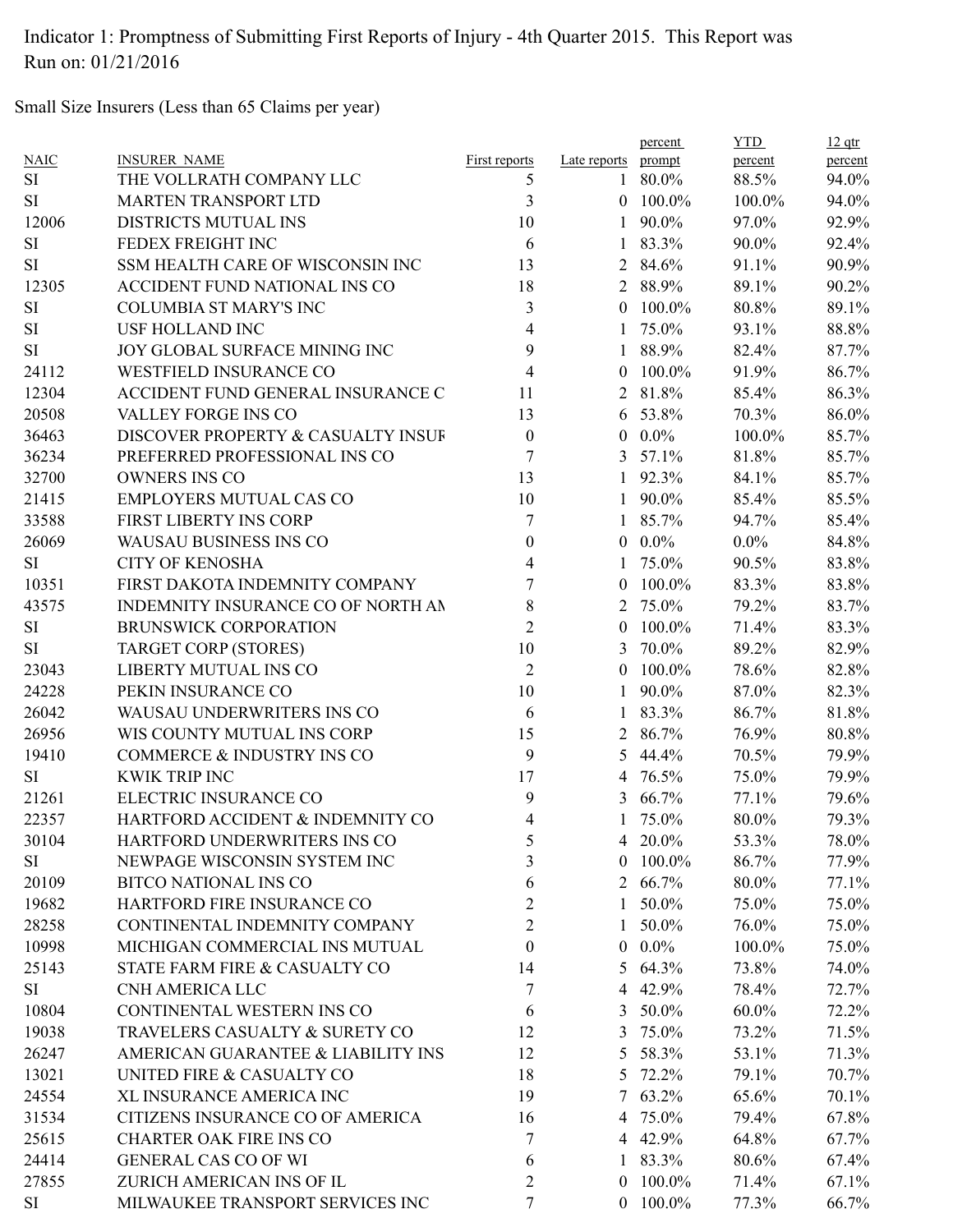Indicator 1: Promptness of Submitting First Reports of Injury - 4th Quarter 2015. This Report was Run on: 01/21/2016

Small Size Insurers (Less than 65 Claims per year)

| NAIC | INSURER_NAME | First reports | Late reports | percent prompt | YTD percent | 12 qtr percent |
|---|---|---|---|---|---|---|
| SI | THE VOLLRATH COMPANY LLC | 5 | 1 | 80.0% | 88.5% | 94.0% |
| SI | MARTEN TRANSPORT LTD | 3 | 0 | 100.0% | 100.0% | 94.0% |
| 12006 | DISTRICTS MUTUAL INS | 10 | 1 | 90.0% | 97.0% | 92.9% |
| SI | FEDEX FREIGHT INC | 6 | 1 | 83.3% | 90.0% | 92.4% |
| SI | SSM HEALTH CARE OF WISCONSIN INC | 13 | 2 | 84.6% | 91.1% | 90.9% |
| 12305 | ACCIDENT FUND NATIONAL INS CO | 18 | 2 | 88.9% | 89.1% | 90.2% |
| SI | COLUMBIA ST MARY'S INC | 3 | 0 | 100.0% | 80.8% | 89.1% |
| SI | USF HOLLAND INC | 4 | 1 | 75.0% | 93.1% | 88.8% |
| SI | JOY GLOBAL SURFACE MINING INC | 9 | 1 | 88.9% | 82.4% | 87.7% |
| 24112 | WESTFIELD INSURANCE CO | 4 | 0 | 100.0% | 91.9% | 86.7% |
| 12304 | ACCIDENT FUND GENERAL INSURANCE C | 11 | 2 | 81.8% | 85.4% | 86.3% |
| 20508 | VALLEY FORGE INS CO | 13 | 6 | 53.8% | 70.3% | 86.0% |
| 36463 | DISCOVER PROPERTY & CASUALTY INSUF | 0 | 0 | 0.0% | 100.0% | 85.7% |
| 36234 | PREFERRED PROFESSIONAL INS CO | 7 | 3 | 57.1% | 81.8% | 85.7% |
| 32700 | OWNERS INS CO | 13 | 1 | 92.3% | 84.1% | 85.7% |
| 21415 | EMPLOYERS MUTUAL CAS CO | 10 | 1 | 90.0% | 85.4% | 85.5% |
| 33588 | FIRST LIBERTY INS CORP | 7 | 1 | 85.7% | 94.7% | 85.4% |
| 26069 | WAUSAU BUSINESS INS CO | 0 | 0 | 0.0% | 0.0% | 84.8% |
| SI | CITY OF KENOSHA | 4 | 1 | 75.0% | 90.5% | 83.8% |
| 10351 | FIRST DAKOTA INDEMNITY COMPANY | 7 | 0 | 100.0% | 83.3% | 83.8% |
| 43575 | INDEMNITY INSURANCE CO OF NORTH AM | 8 | 2 | 75.0% | 79.2% | 83.7% |
| SI | BRUNSWICK CORPORATION | 2 | 0 | 100.0% | 71.4% | 83.3% |
| SI | TARGET CORP (STORES) | 10 | 3 | 70.0% | 89.2% | 82.9% |
| 23043 | LIBERTY MUTUAL INS CO | 2 | 0 | 100.0% | 78.6% | 82.8% |
| 24228 | PEKIN INSURANCE CO | 10 | 1 | 90.0% | 87.0% | 82.3% |
| 26042 | WAUSAU UNDERWRITERS INS CO | 6 | 1 | 83.3% | 86.7% | 81.8% |
| 26956 | WIS COUNTY MUTUAL INS CORP | 15 | 2 | 86.7% | 76.9% | 80.8% |
| 19410 | COMMERCE & INDUSTRY INS CO | 9 | 5 | 44.4% | 70.5% | 79.9% |
| SI | KWIK TRIP INC | 17 | 4 | 76.5% | 75.0% | 79.9% |
| 21261 | ELECTRIC INSURANCE CO | 9 | 3 | 66.7% | 77.1% | 79.6% |
| 22357 | HARTFORD ACCIDENT & INDEMNITY CO | 4 | 1 | 75.0% | 80.0% | 79.3% |
| 30104 | HARTFORD UNDERWRITERS INS CO | 5 | 4 | 20.0% | 53.3% | 78.0% |
| SI | NEWPAGE WISCONSIN SYSTEM INC | 3 | 0 | 100.0% | 86.7% | 77.9% |
| 20109 | BITCO NATIONAL INS CO | 6 | 2 | 66.7% | 80.0% | 77.1% |
| 19682 | HARTFORD FIRE INSURANCE CO | 2 | 1 | 50.0% | 75.0% | 75.0% |
| 28258 | CONTINENTAL INDEMNITY COMPANY | 2 | 1 | 50.0% | 76.0% | 75.0% |
| 10998 | MICHIGAN COMMERCIAL INS MUTUAL | 0 | 0 | 0.0% | 100.0% | 75.0% |
| 25143 | STATE FARM FIRE & CASUALTY CO | 14 | 5 | 64.3% | 73.8% | 74.0% |
| SI | CNH AMERICA LLC | 7 | 4 | 42.9% | 78.4% | 72.7% |
| 10804 | CONTINENTAL WESTERN INS CO | 6 | 3 | 50.0% | 60.0% | 72.2% |
| 19038 | TRAVELERS CASUALTY & SURETY CO | 12 | 3 | 75.0% | 73.2% | 71.5% |
| 26247 | AMERICAN GUARANTEE & LIABILITY INS | 12 | 5 | 58.3% | 53.1% | 71.3% |
| 13021 | UNITED FIRE & CASUALTY CO | 18 | 5 | 72.2% | 79.1% | 70.7% |
| 24554 | XL INSURANCE AMERICA INC | 19 | 7 | 63.2% | 65.6% | 70.1% |
| 31534 | CITIZENS INSURANCE CO OF AMERICA | 16 | 4 | 75.0% | 79.4% | 67.8% |
| 25615 | CHARTER OAK FIRE INS CO | 7 | 4 | 42.9% | 64.8% | 67.7% |
| 24414 | GENERAL CAS CO OF WI | 6 | 1 | 83.3% | 80.6% | 67.4% |
| 27855 | ZURICH AMERICAN INS OF IL | 2 | 0 | 100.0% | 71.4% | 67.1% |
| SI | MILWAUKEE TRANSPORT SERVICES INC | 7 | 0 | 100.0% | 77.3% | 66.7% |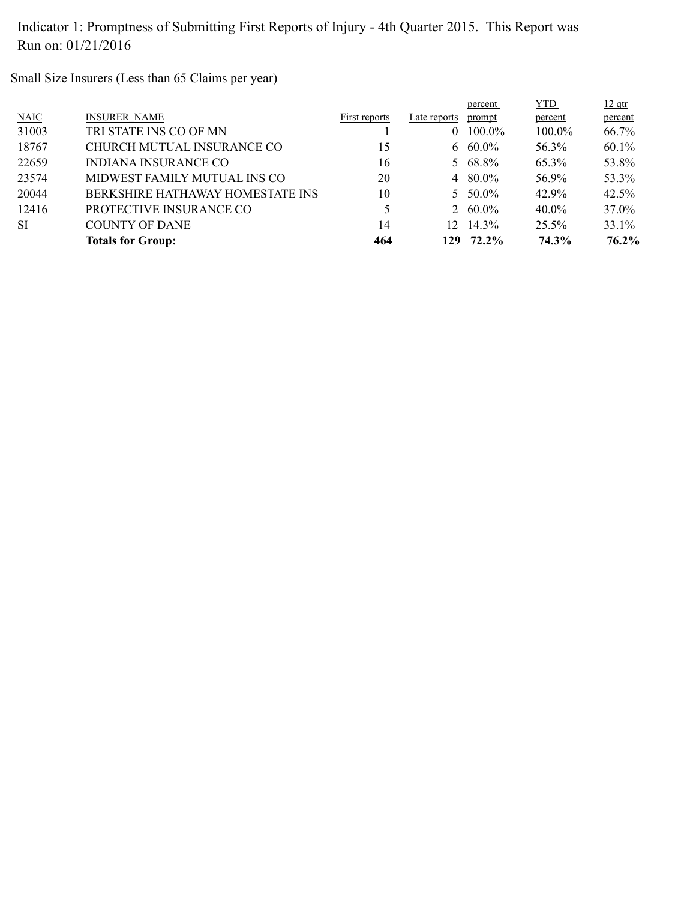Indicator 1: Promptness of Submitting First Reports of Injury - 4th Quarter 2015. This Report was Run on: 01/21/2016

Small Size Insurers (Less than 65 Claims per year)

| NAIC | INSURER NAME | First reports | Late reports | percent prompt | YTD percent | 12 qtr percent |
|---|---|---|---|---|---|---|
| 31003 | TRI STATE INS CO OF MN | 1 | 0 | 100.0% | 100.0% | 66.7% |
| 18767 | CHURCH MUTUAL INSURANCE CO | 15 | 6 | 60.0% | 56.3% | 60.1% |
| 22659 | INDIANA INSURANCE CO | 16 | 5 | 68.8% | 65.3% | 53.8% |
| 23574 | MIDWEST FAMILY MUTUAL INS CO | 20 | 4 | 80.0% | 56.9% | 53.3% |
| 20044 | BERKSHIRE HATHAWAY HOMESTATE INS | 10 | 5 | 50.0% | 42.9% | 42.5% |
| 12416 | PROTECTIVE INSURANCE CO | 5 | 2 | 60.0% | 40.0% | 37.0% |
| SI | COUNTY OF DANE | 14 | 12 | 14.3% | 25.5% | 33.1% |
| | **Totals for Group:** | **464** | **129** | **72.2%** | **74.3%** | **76.2%** |